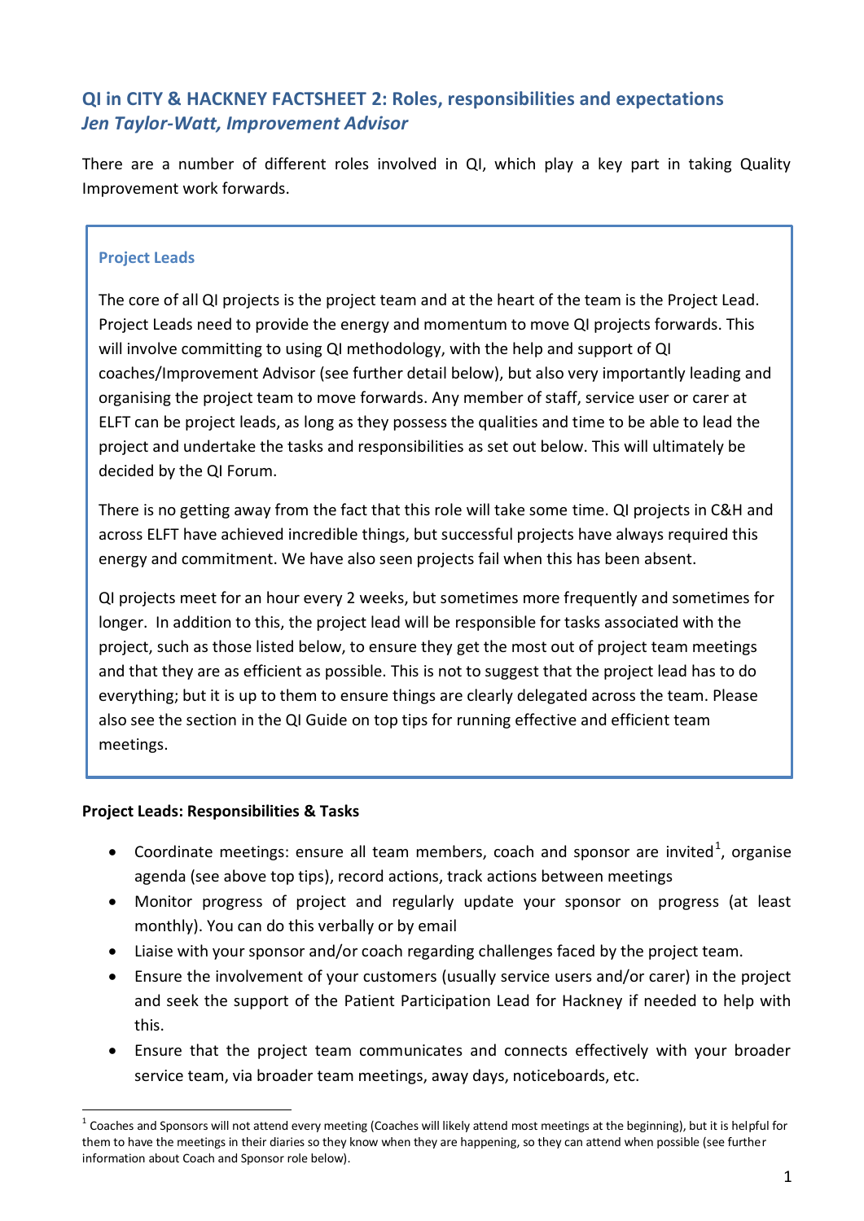## QI in CITY & HACKNEY FACTSHEET 2: Roles, responsibilities and expectations
### *Jen Taylor-Watt, Improvement Advisor*

There are a number of different roles involved in QI, which play a key part in taking Quality Improvement work forwards.

### Project Leads

The core of all QI projects is the project team and at the heart of the team is the Project Lead. Project Leads need to provide the energy and momentum to move QI projects forwards. This will involve committing to using QI methodology, with the help and support of QI coaches/Improvement Advisor (see further detail below), but also very importantly leading and organising the project team to move forwards. Any member of staff, service user or carer at ELFT can be project leads, as long as they possess the qualities and time to be able to lead the project and undertake the tasks and responsibilities as set out below. This will ultimately be decided by the QI Forum.

There is no getting away from the fact that this role will take some time. QI projects in C&H and across ELFT have achieved incredible things, but successful projects have always required this energy and commitment. We have also seen projects fail when this has been absent.

QI projects meet for an hour every 2 weeks, but sometimes more frequently and sometimes for longer. In addition to this, the project lead will be responsible for tasks associated with the project, such as those listed below, to ensure they get the most out of project team meetings and that they are as efficient as possible. This is not to suggest that the project lead has to do everything; but it is up to them to ensure things are clearly delegated across the team. Please also see the section in the QI Guide on top tips for running effective and efficient team meetings.

**Project Leads: Responsibilities & Tasks**

- Coordinate meetings: ensure all team members, coach and sponsor are invited[1], organise agenda (see above top tips), record actions, track actions between meetings
- Monitor progress of project and regularly update your sponsor on progress (at least monthly). You can do this verbally or by email
- Liaise with your sponsor and/or coach regarding challenges faced by the project team.
- Ensure the involvement of your customers (usually service users and/or carer) in the project and seek the support of the Patient Participation Lead for Hackney if needed to help with this.
- Ensure that the project team communicates and connects effectively with your broader service team, via broader team meetings, away days, noticeboards, etc.

[1] Coaches and Sponsors will not attend every meeting (Coaches will likely attend most meetings at the beginning), but it is helpful for them to have the meetings in their diaries so they know when they are happening, so they can attend when possible (see further information about Coach and Sponsor role below).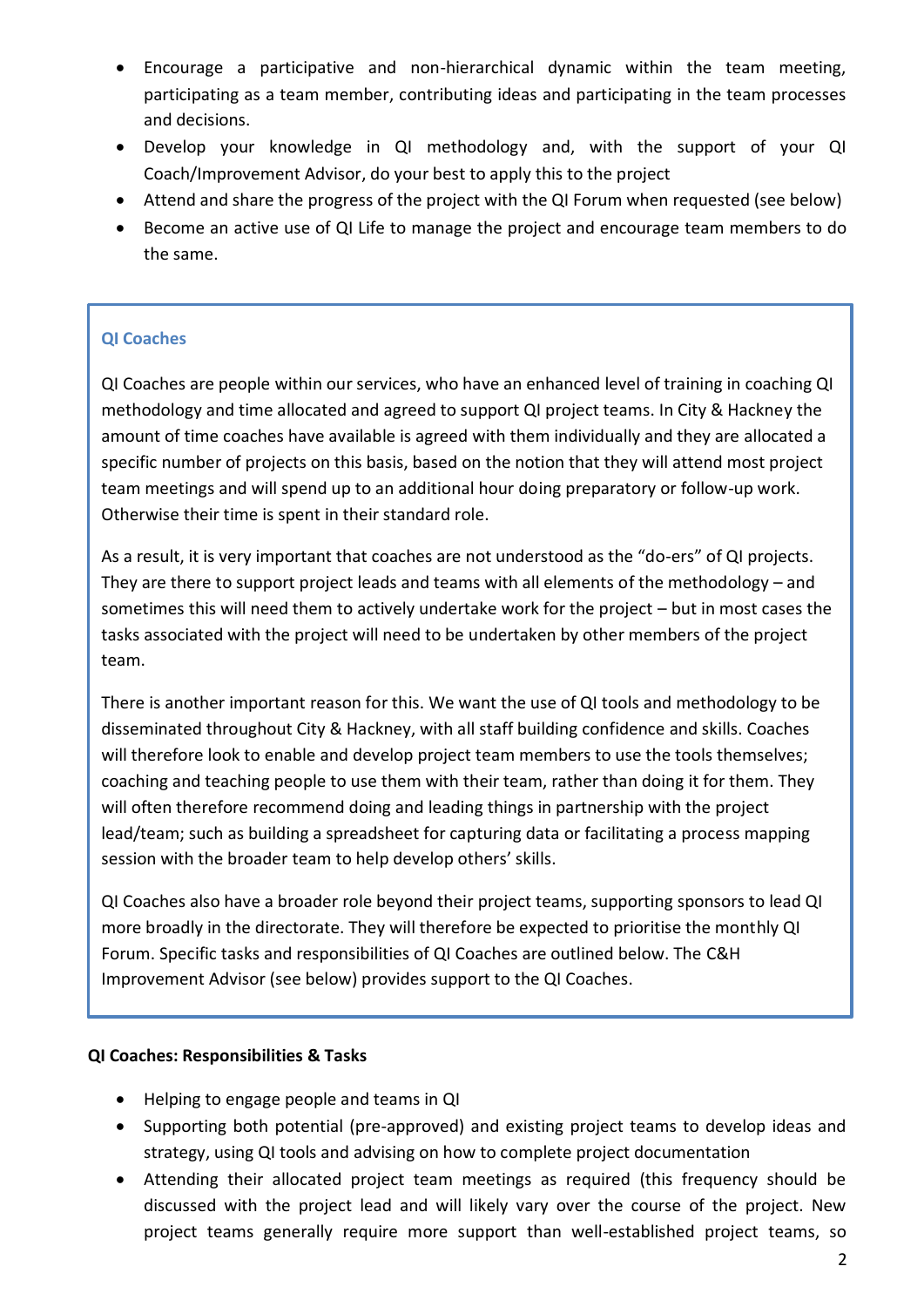- Encourage a participative and non-hierarchical dynamic within the team meeting, participating as a team member, contributing ideas and participating in the team processes and decisions.
- Develop your knowledge in QI methodology and, with the support of your QI Coach/Improvement Advisor, do your best to apply this to the project
- Attend and share the progress of the project with the QI Forum when requested (see below)
- Become an active use of QI Life to manage the project and encourage team members to do the same.

### QI Coaches

QI Coaches are people within our services, who have an enhanced level of training in coaching QI methodology and time allocated and agreed to support QI project teams. In City & Hackney the amount of time coaches have available is agreed with them individually and they are allocated a specific number of projects on this basis, based on the notion that they will attend most project team meetings and will spend up to an additional hour doing preparatory or follow-up work. Otherwise their time is spent in their standard role.

As a result, it is very important that coaches are not understood as the "do-ers" of QI projects. They are there to support project leads and teams with all elements of the methodology – and sometimes this will need them to actively undertake work for the project – but in most cases the tasks associated with the project will need to be undertaken by other members of the project team.

There is another important reason for this. We want the use of QI tools and methodology to be disseminated throughout City & Hackney, with all staff building confidence and skills. Coaches will therefore look to enable and develop project team members to use the tools themselves; coaching and teaching people to use them with their team, rather than doing it for them. They will often therefore recommend doing and leading things in partnership with the project lead/team; such as building a spreadsheet for capturing data or facilitating a process mapping session with the broader team to help develop others' skills.

QI Coaches also have a broader role beyond their project teams, supporting sponsors to lead QI more broadly in the directorate. They will therefore be expected to prioritise the monthly QI Forum. Specific tasks and responsibilities of QI Coaches are outlined below. The C&H Improvement Advisor (see below) provides support to the QI Coaches.

**QI Coaches: Responsibilities & Tasks**

- Helping to engage people and teams in QI
- Supporting both potential (pre-approved) and existing project teams to develop ideas and strategy, using QI tools and advising on how to complete project documentation
- Attending their allocated project team meetings as required (this frequency should be discussed with the project lead and will likely vary over the course of the project. New project teams generally require more support than well-established project teams, so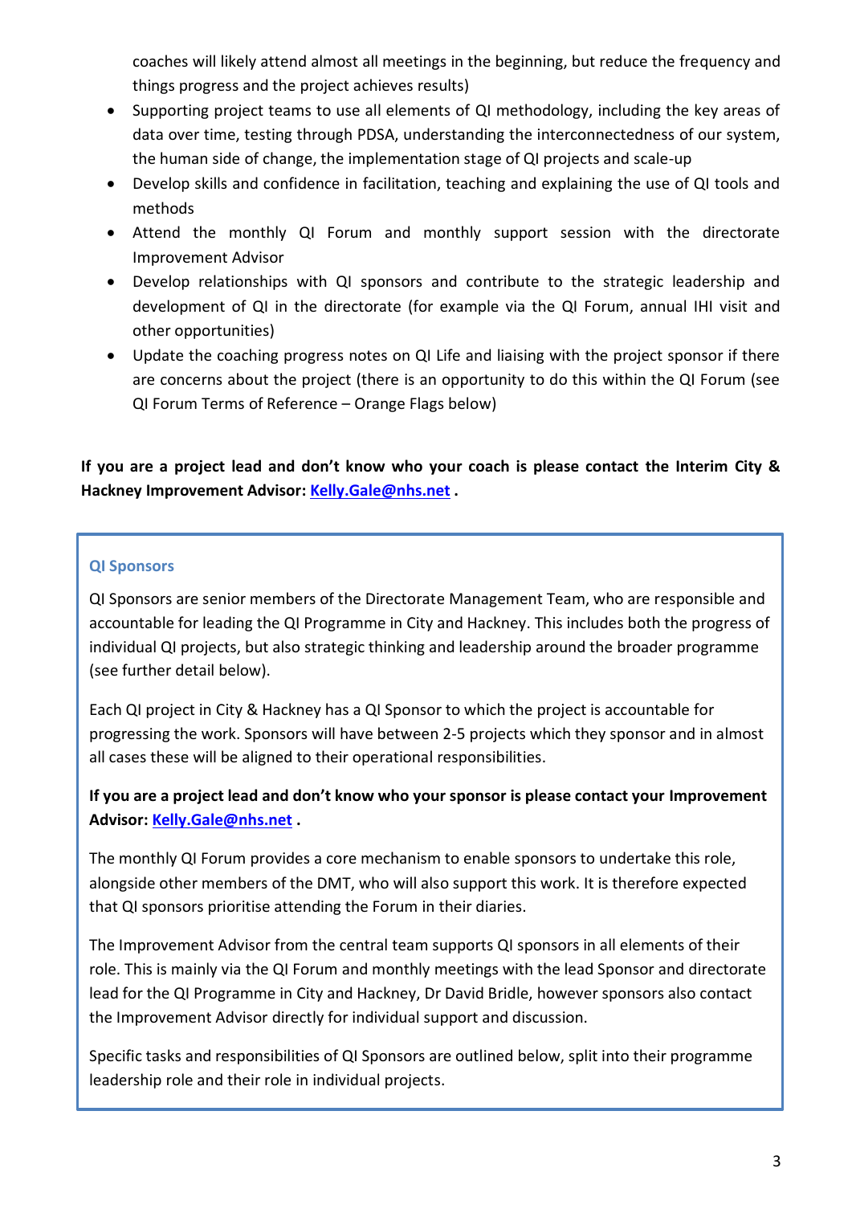coaches will likely attend almost all meetings in the beginning, but reduce the frequency and things progress and the project achieves results)

- Supporting project teams to use all elements of QI methodology, including the key areas of data over time, testing through PDSA, understanding the interconnectedness of our system, the human side of change, the implementation stage of QI projects and scale-up
- Develop skills and confidence in facilitation, teaching and explaining the use of QI tools and methods
- Attend the monthly QI Forum and monthly support session with the directorate Improvement Advisor
- Develop relationships with QI sponsors and contribute to the strategic leadership and development of QI in the directorate (for example via the QI Forum, annual IHI visit and other opportunities)
- Update the coaching progress notes on QI Life and liaising with the project sponsor if there are concerns about the project (there is an opportunity to do this within the QI Forum (see QI Forum Terms of Reference – Orange Flags below)

**If you are a project lead and don't know who your coach is please contact the Interim City & Hackney Improvement Advisor: Kelly.Gale@nhs.net .**

### QI Sponsors

QI Sponsors are senior members of the Directorate Management Team, who are responsible and accountable for leading the QI Programme in City and Hackney. This includes both the progress of individual QI projects, but also strategic thinking and leadership around the broader programme (see further detail below).

Each QI project in City & Hackney has a QI Sponsor to which the project is accountable for progressing the work. Sponsors will have between 2-5 projects which they sponsor and in almost all cases these will be aligned to their operational responsibilities.

**If you are a project lead and don't know who your sponsor is please contact your Improvement Advisor: Kelly.Gale@nhs.net .**

The monthly QI Forum provides a core mechanism to enable sponsors to undertake this role, alongside other members of the DMT, who will also support this work. It is therefore expected that QI sponsors prioritise attending the Forum in their diaries.

The Improvement Advisor from the central team supports QI sponsors in all elements of their role. This is mainly via the QI Forum and monthly meetings with the lead Sponsor and directorate lead for the QI Programme in City and Hackney, Dr David Bridle, however sponsors also contact the Improvement Advisor directly for individual support and discussion.

Specific tasks and responsibilities of QI Sponsors are outlined below, split into their programme leadership role and their role in individual projects.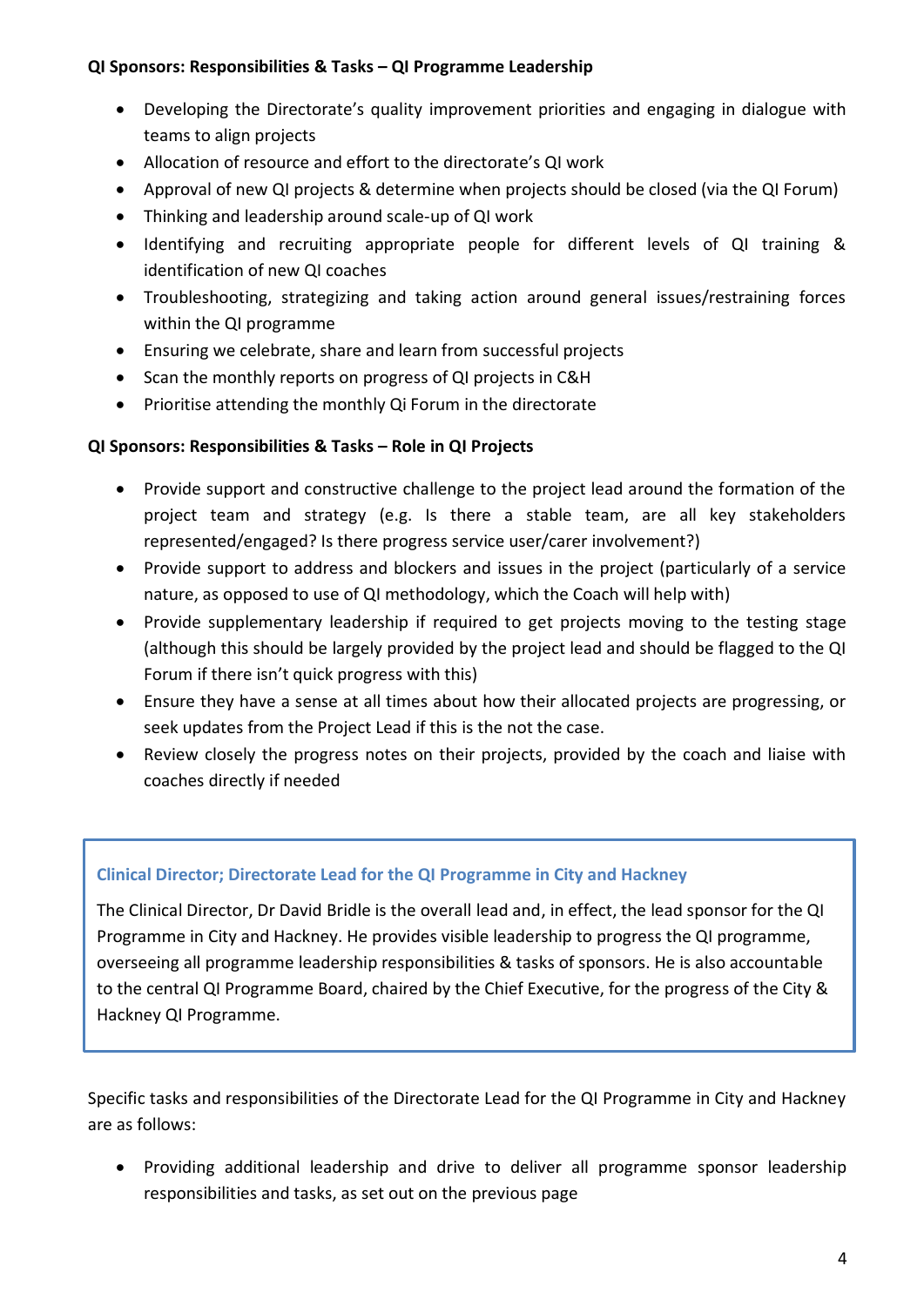**QI Sponsors: Responsibilities & Tasks – QI Programme Leadership**

- Developing the Directorate's quality improvement priorities and engaging in dialogue with teams to align projects
- Allocation of resource and effort to the directorate's QI work
- Approval of new QI projects & determine when projects should be closed (via the QI Forum)
- Thinking and leadership around scale-up of QI work
- Identifying and recruiting appropriate people for different levels of QI training & identification of new QI coaches
- Troubleshooting, strategizing and taking action around general issues/restraining forces within the QI programme
- Ensuring we celebrate, share and learn from successful projects
- Scan the monthly reports on progress of QI projects in C&H
- Prioritise attending the monthly Qi Forum in the directorate

**QI Sponsors: Responsibilities & Tasks – Role in QI Projects**

- Provide support and constructive challenge to the project lead around the formation of the project team and strategy (e.g. Is there a stable team, are all key stakeholders represented/engaged? Is there progress service user/carer involvement?)
- Provide support to address and blockers and issues in the project (particularly of a service nature, as opposed to use of QI methodology, which the Coach will help with)
- Provide supplementary leadership if required to get projects moving to the testing stage (although this should be largely provided by the project lead and should be flagged to the QI Forum if there isn't quick progress with this)
- Ensure they have a sense at all times about how their allocated projects are progressing, or seek updates from the Project Lead if this is the not the case.
- Review closely the progress notes on their projects, provided by the coach and liaise with coaches directly if needed

### Clinical Director; Directorate Lead for the QI Programme in City and Hackney

The Clinical Director, Dr David Bridle is the overall lead and, in effect, the lead sponsor for the QI Programme in City and Hackney. He provides visible leadership to progress the QI programme, overseeing all programme leadership responsibilities & tasks of sponsors. He is also accountable to the central QI Programme Board, chaired by the Chief Executive, for the progress of the City & Hackney QI Programme.

Specific tasks and responsibilities of the Directorate Lead for the QI Programme in City and Hackney are as follows:

- Providing additional leadership and drive to deliver all programme sponsor leadership responsibilities and tasks, as set out on the previous page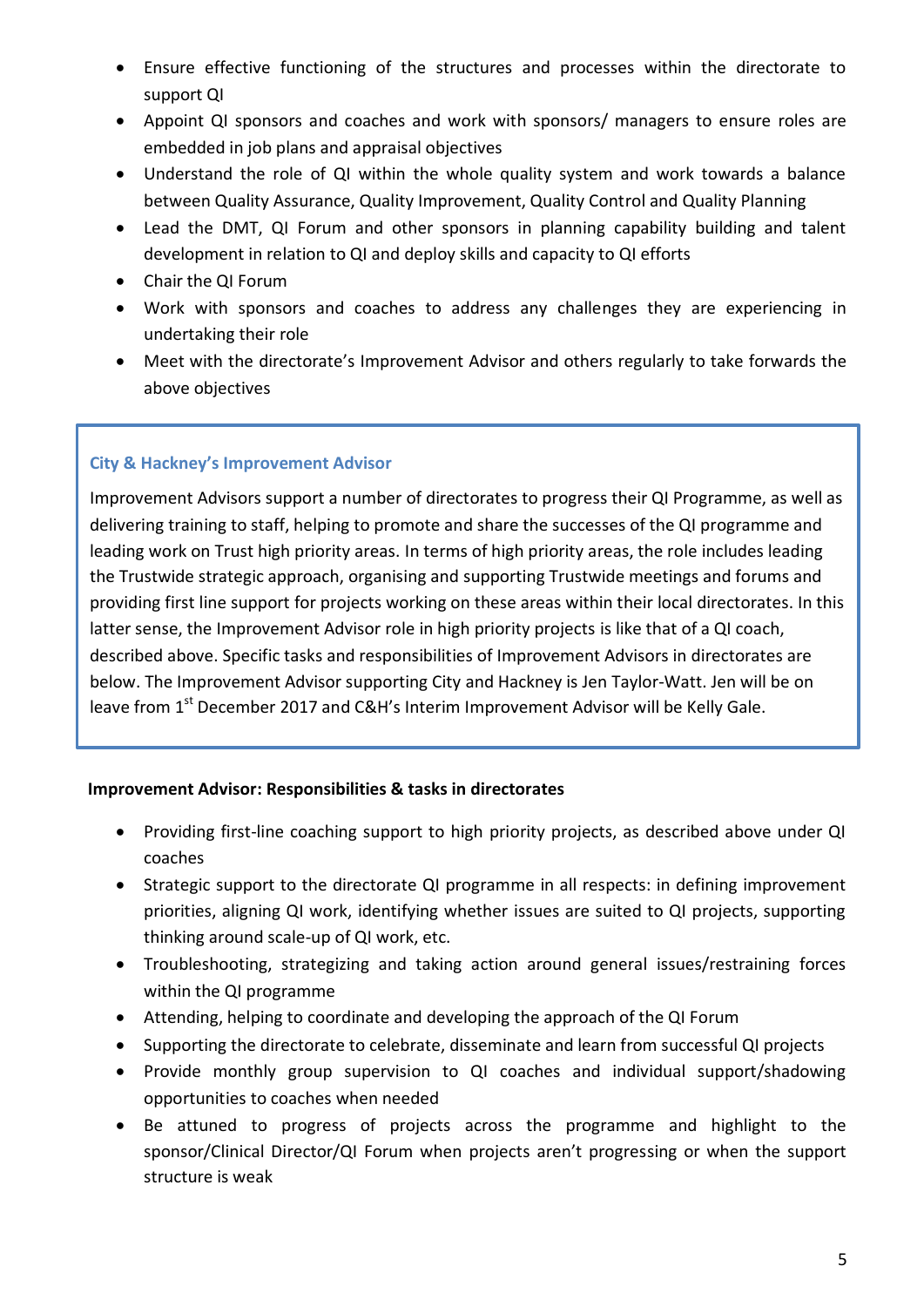- Ensure effective functioning of the structures and processes within the directorate to support QI
- Appoint QI sponsors and coaches and work with sponsors/ managers to ensure roles are embedded in job plans and appraisal objectives
- Understand the role of QI within the whole quality system and work towards a balance between Quality Assurance, Quality Improvement, Quality Control and Quality Planning
- Lead the DMT, QI Forum and other sponsors in planning capability building and talent development in relation to QI and deploy skills and capacity to QI efforts
- Chair the QI Forum
- Work with sponsors and coaches to address any challenges they are experiencing in undertaking their role
- Meet with the directorate's Improvement Advisor and others regularly to take forwards the above objectives

### City & Hackney's Improvement Advisor

Improvement Advisors support a number of directorates to progress their QI Programme, as well as delivering training to staff, helping to promote and share the successes of the QI programme and leading work on Trust high priority areas. In terms of high priority areas, the role includes leading the Trustwide strategic approach, organising and supporting Trustwide meetings and forums and providing first line support for projects working on these areas within their local directorates. In this latter sense, the Improvement Advisor role in high priority projects is like that of a QI coach, described above. Specific tasks and responsibilities of Improvement Advisors in directorates are below. The Improvement Advisor supporting City and Hackney is Jen Taylor-Watt. Jen will be on leave from 1st December 2017 and C&H's Interim Improvement Advisor will be Kelly Gale.

**Improvement Advisor: Responsibilities & tasks in directorates**

- Providing first-line coaching support to high priority projects, as described above under QI coaches
- Strategic support to the directorate QI programme in all respects: in defining improvement priorities, aligning QI work, identifying whether issues are suited to QI projects, supporting thinking around scale-up of QI work, etc.
- Troubleshooting, strategizing and taking action around general issues/restraining forces within the QI programme
- Attending, helping to coordinate and developing the approach of the QI Forum
- Supporting the directorate to celebrate, disseminate and learn from successful QI projects
- Provide monthly group supervision to QI coaches and individual support/shadowing opportunities to coaches when needed
- Be attuned to progress of projects across the programme and highlight to the sponsor/Clinical Director/QI Forum when projects aren't progressing or when the support structure is weak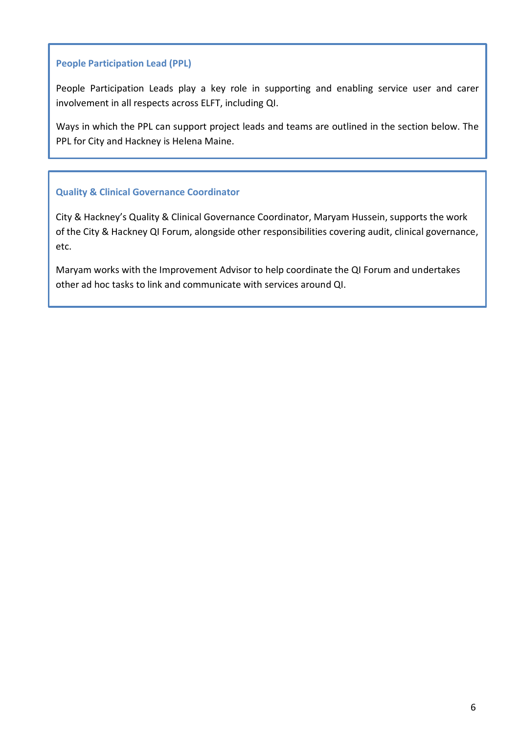### People Participation Lead (PPL)

People Participation Leads play a key role in supporting and enabling service user and carer involvement in all respects across ELFT, including QI.

Ways in which the PPL can support project leads and teams are outlined in the section below. The PPL for City and Hackney is Helena Maine.

### Quality & Clinical Governance Coordinator

City & Hackney's Quality & Clinical Governance Coordinator, Maryam Hussein, supports the work of the City & Hackney QI Forum, alongside other responsibilities covering audit, clinical governance, etc.

Maryam works with the Improvement Advisor to help coordinate the QI Forum and undertakes other ad hoc tasks to link and communicate with services around QI.